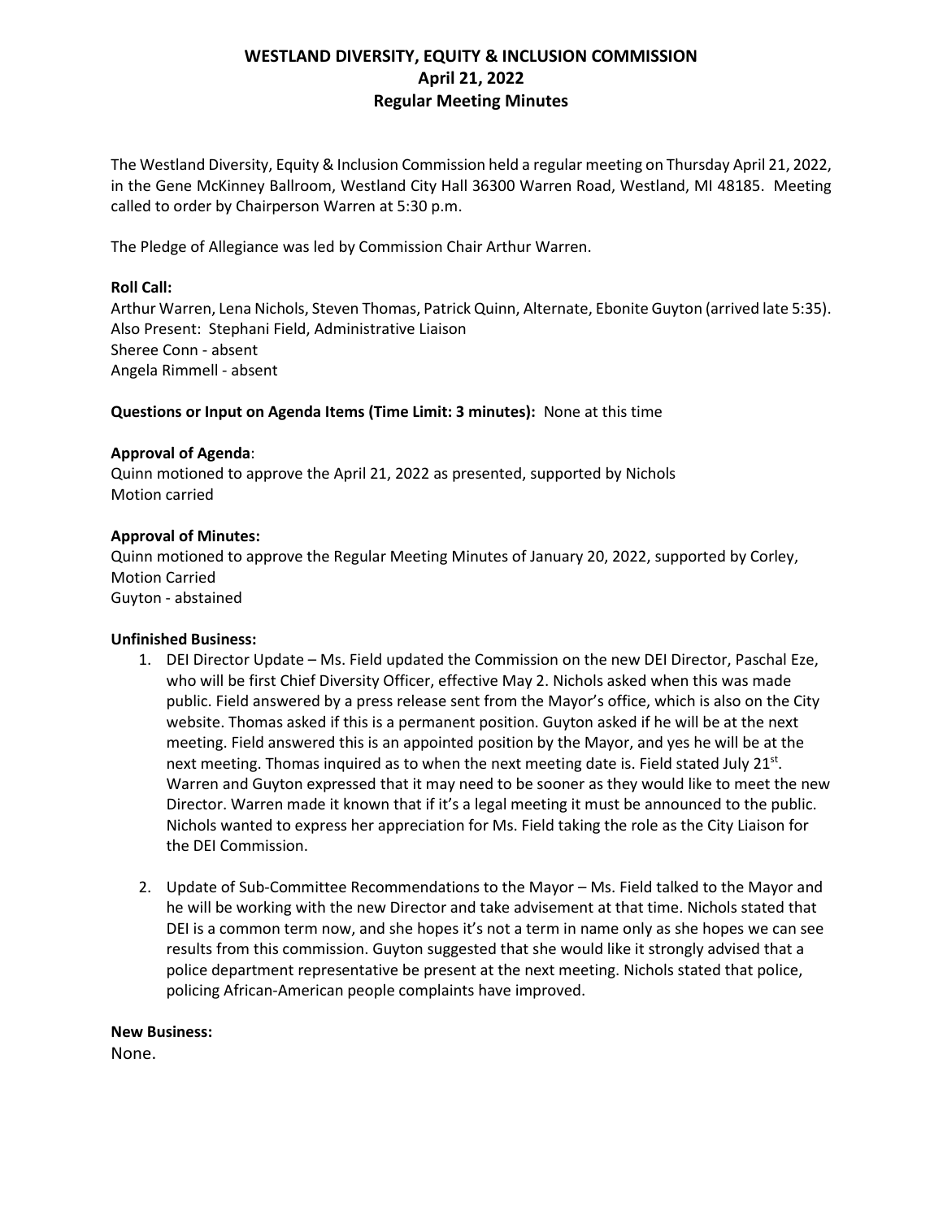# WESTLAND DIVERSITY, EQUITY & INCLUSION COMMISSION
## April 21, 2022
## Regular Meeting Minutes

The Westland Diversity, Equity & Inclusion Commission held a regular meeting on Thursday April 21, 2022, in the Gene McKinney Ballroom, Westland City Hall 36300 Warren Road, Westland, MI 48185. Meeting called to order by Chairperson Warren at 5:30 p.m.

The Pledge of Allegiance was led by Commission Chair Arthur Warren.

**Roll Call:**
Arthur Warren, Lena Nichols, Steven Thomas, Patrick Quinn, Alternate, Ebonite Guyton (arrived late 5:35).
Also Present: Stephani Field, Administrative Liaison
Sheree Conn - absent
Angela Rimmell - absent

**Questions or Input on Agenda Items (Time Limit: 3 minutes):** None at this time

**Approval of Agenda**:
Quinn motioned to approve the April 21, 2022 as presented, supported by Nichols
Motion carried

**Approval of Minutes:**
Quinn motioned to approve the Regular Meeting Minutes of January 20, 2022, supported by Corley,
Motion Carried
Guyton - abstained

**Unfinished Business:**

1. DEI Director Update – Ms. Field updated the Commission on the new DEI Director, Paschal Eze, who will be first Chief Diversity Officer, effective May 2. Nichols asked when this was made public. Field answered by a press release sent from the Mayor's office, which is also on the City website. Thomas asked if this is a permanent position. Guyton asked if he will be at the next meeting. Field answered this is an appointed position by the Mayor, and yes he will be at the next meeting. Thomas inquired as to when the next meeting date is. Field stated July 21st. Warren and Guyton expressed that it may need to be sooner as they would like to meet the new Director. Warren made it known that if it's a legal meeting it must be announced to the public. Nichols wanted to express her appreciation for Ms. Field taking the role as the City Liaison for the DEI Commission.

2. Update of Sub-Committee Recommendations to the Mayor – Ms. Field talked to the Mayor and he will be working with the new Director and take advisement at that time. Nichols stated that DEI is a common term now, and she hopes it's not a term in name only as she hopes we can see results from this commission. Guyton suggested that she would like it strongly advised that a police department representative be present at the next meeting. Nichols stated that police, policing African-American people complaints have improved.

**New Business:**
None.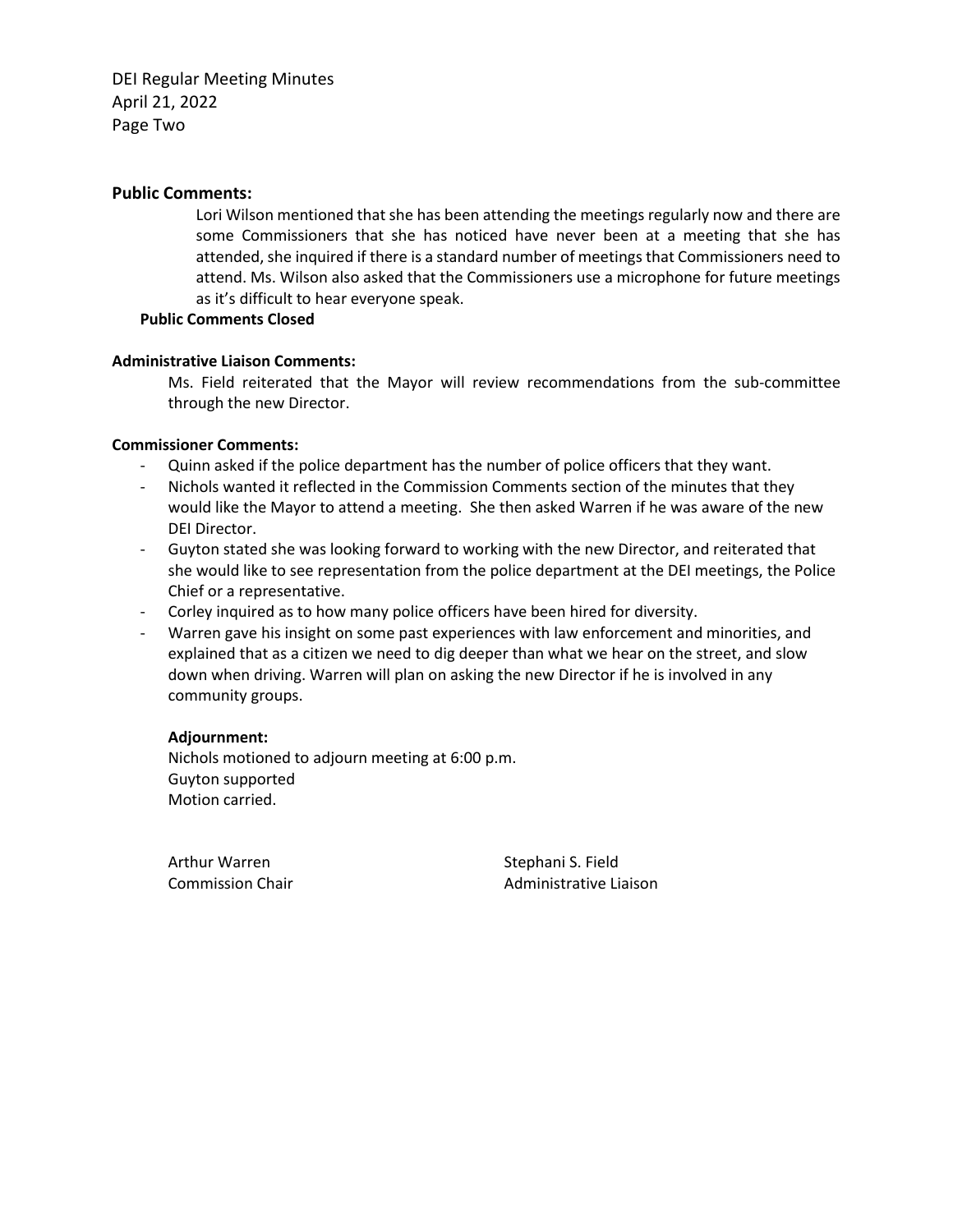**Public Comments:**

Lori Wilson mentioned that she has been attending the meetings regularly now and there are some Commissioners that she has noticed have never been at a meeting that she has attended, she inquired if there is a standard number of meetings that Commissioners need to attend. Ms. Wilson also asked that the Commissioners use a microphone for future meetings as it's difficult to hear everyone speak.

**Public Comments Closed**

**Administrative Liaison Comments:**

Ms. Field reiterated that the Mayor will review recommendations from the sub-committee through the new Director.

**Commissioner Comments:**

- Quinn asked if the police department has the number of police officers that they want.
- Nichols wanted it reflected in the Commission Comments section of the minutes that they would like the Mayor to attend a meeting. She then asked Warren if he was aware of the new DEI Director.
- Guyton stated she was looking forward to working with the new Director, and reiterated that she would like to see representation from the police department at the DEI meetings, the Police Chief or a representative.
- Corley inquired as to how many police officers have been hired for diversity.
- Warren gave his insight on some past experiences with law enforcement and minorities, and explained that as a citizen we need to dig deeper than what we hear on the street, and slow down when driving. Warren will plan on asking the new Director if he is involved in any community groups.

**Adjournment:**

Nichols motioned to adjourn meeting at 6:00 p.m.
Guyton supported
Motion carried.

Arthur Warren
Commission Chair

Stephani S. Field
Administrative Liaison